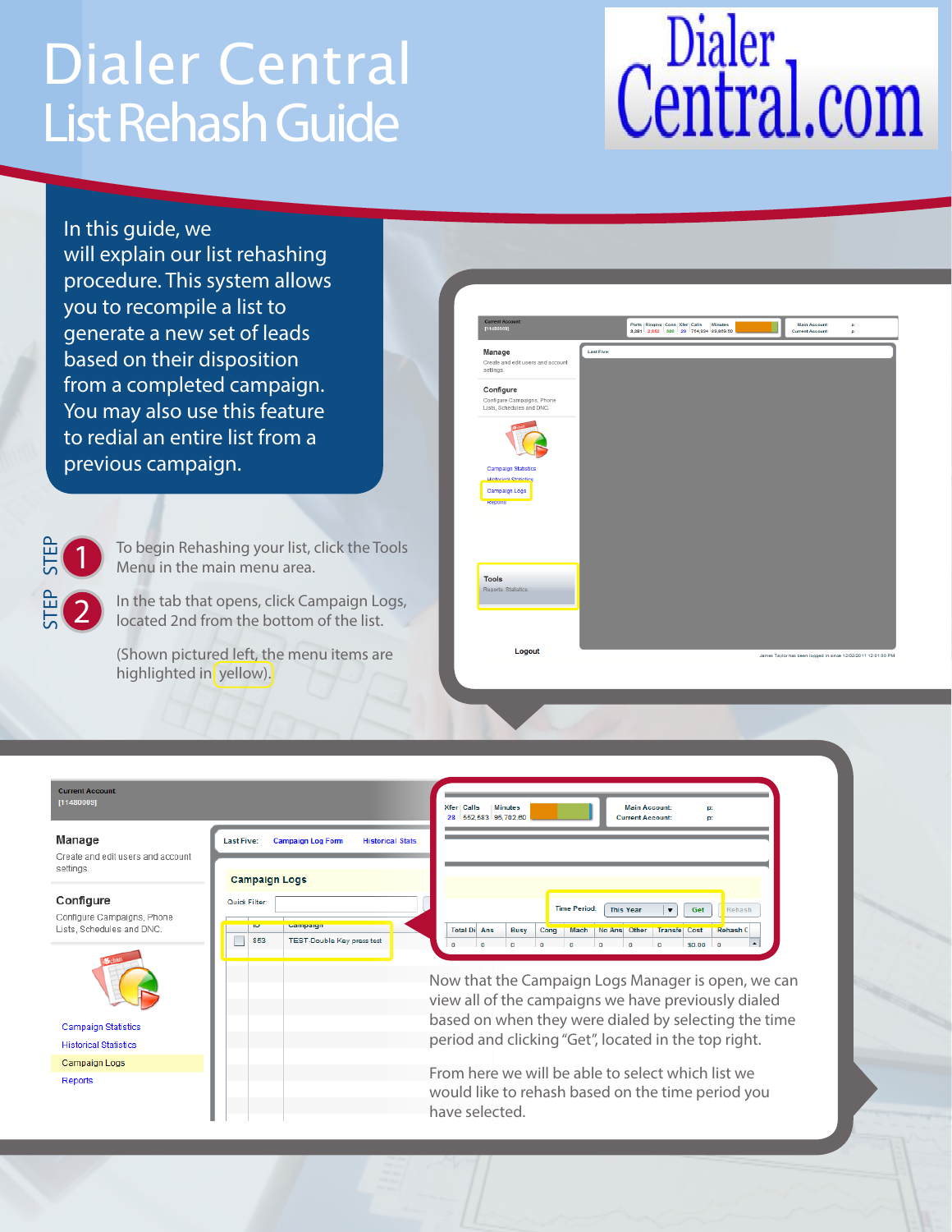# Dialer Central

## List Rehash Guide

Dialer Central.com

In this guide, we will explain our list rehashing procedure. This system allows you to recompile a list to generate a new set of leads based on their disposition from a completed campaign. You may also use this feature to redial an entire list from a previous campaign.

**STEP 1** To begin Rehashing your list, click the Tools Menu in the main menu area.

**STEP 2** In the tab that opens, click Campaign Logs, located 2nd from the bottom of the list.

(Shown pictured left, the menu items are highlighted in yellow).

Now that the Campaign Logs Manager is open, we can view all of the campaigns we have previously dialed based on when they were dialed by selecting the time period and clicking "Get", located in the top right.

From here we will be able to select which list we would like to rehash based on the time period you have selected.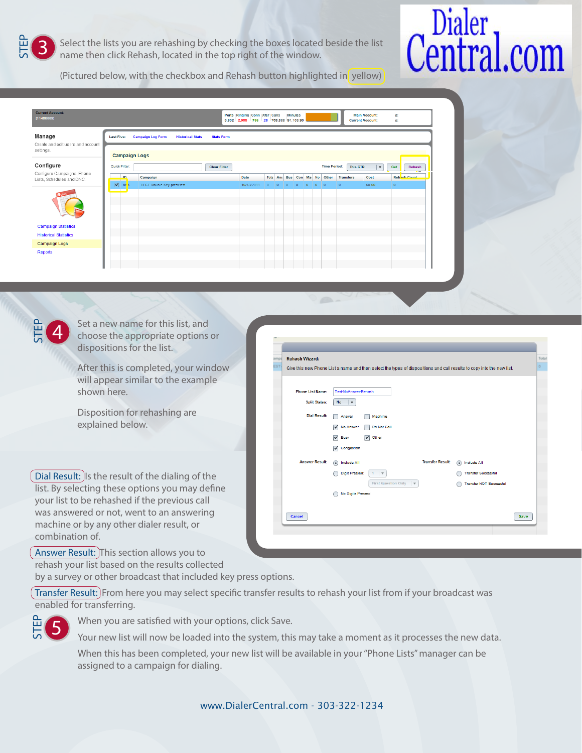Dialer Central.com

## STEP 3

Select the lists you are rehashing by checking the boxes located beside the list name then click Rehash, located in the top right of the window.

(Pictured below, with the checkbox and Rehash button highlighted in yellow)

## STEP 4

Set a new name for this list, and choose the appropriate options or dispositions for this list.

After this is completed, your window will appear similar to the example shown here.

Disposition for rehashing are explained below.

**Dial Result:** Is the result of the dialing of the list. By selecting these options you may define your list to be rehashed if the previous call was answered or not, went to an answering machine or by any other dialer result, or combination of.

**Answer Result:** This section allows you to rehash your list based on the results collected by a survey or other broadcast that included key press options.

**Transfer Result:** From here you may select specific transfer results to rehash your list from if your broadcast was enabled for transferring.

## STEP 5

When you are satisfied with your options, click Save.

Your new list will now be loaded into the system, this may take a moment as it processes the new data.

When this has been completed, your new list will be available in your "Phone Lists" manager can be assigned to a campaign for dialing.

www.DialerCentral.com - 303-322-1234